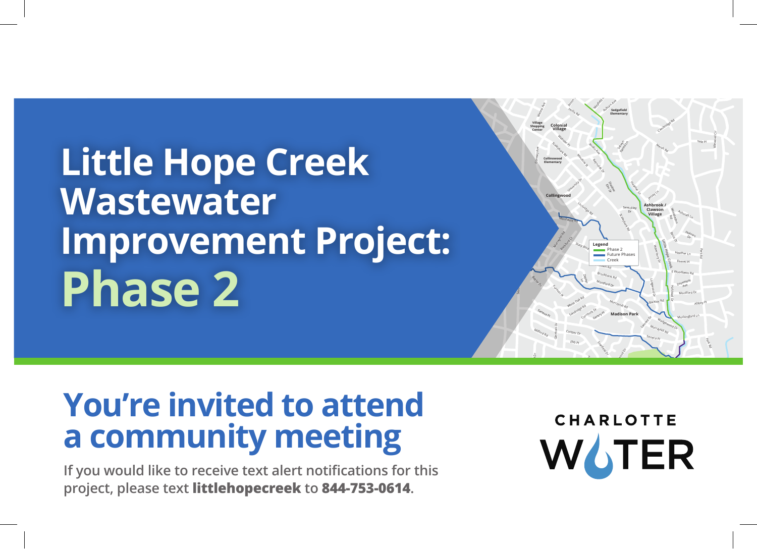# Little Hope Creek Wastewater Improvement Project: Phase 2

## You're invited to attend a community meeting

If you would like to receive text alert notifications for this project, please text **littlehopecreek** to **844-753-0614**.

CHARLOTTE WATER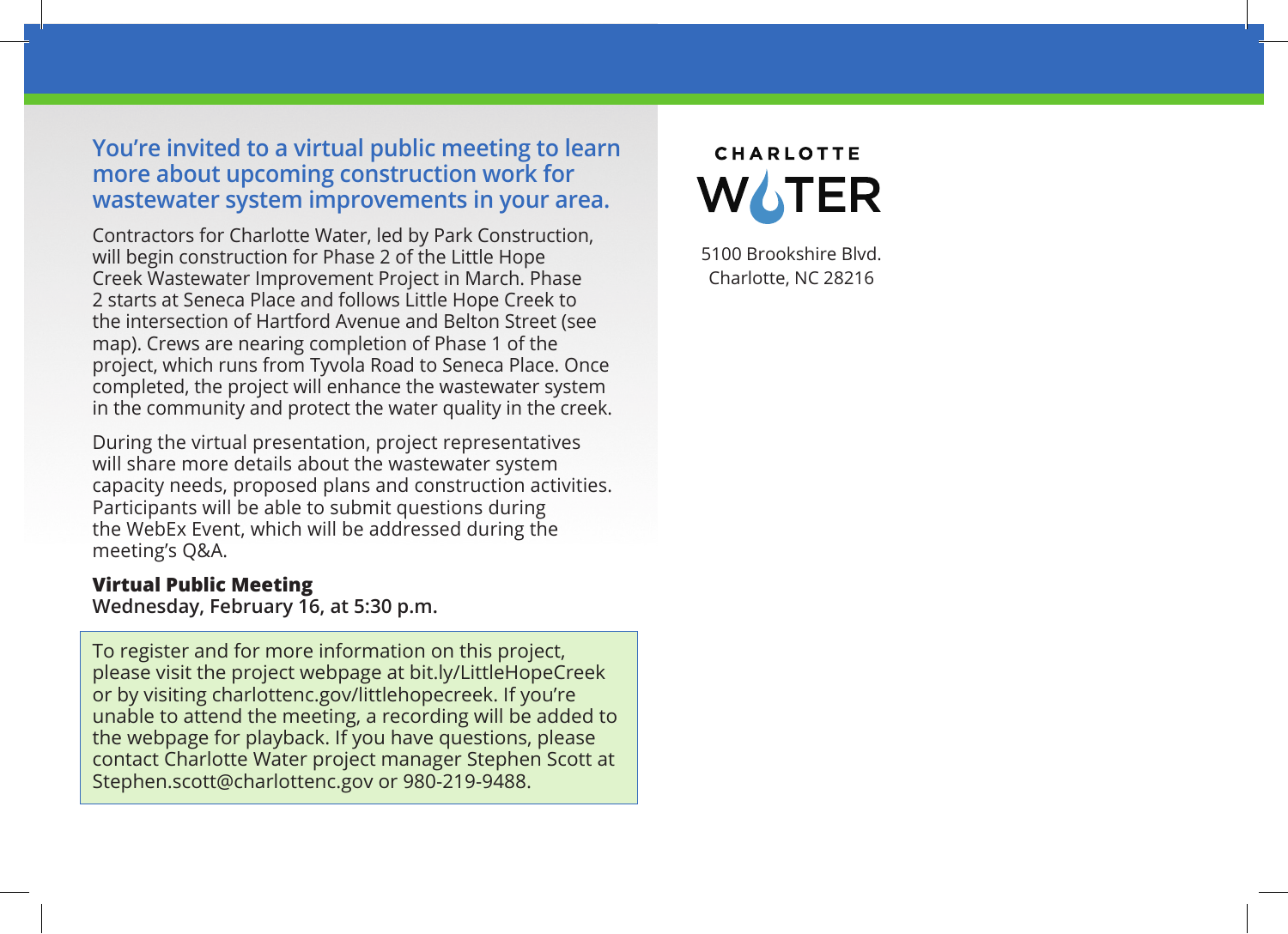## You're invited to a virtual public meeting to learn more about upcoming construction work for wastewater system improvements in your area.

Contractors for Charlotte Water, led by Park Construction, will begin construction for Phase 2 of the Little Hope Creek Wastewater Improvement Project in March. Phase 2 starts at Seneca Place and follows Little Hope Creek to the intersection of Hartford Avenue and Belton Street (see map). Crews are nearing completion of Phase 1 of the project, which runs from Tyvola Road to Seneca Place. Once completed, the project will enhance the wastewater system in the community and protect the water quality in the creek.

During the virtual presentation, project representatives will share more details about the wastewater system capacity needs, proposed plans and construction activities. Participants will be able to submit questions during the WebEx Event, which will be addressed during the meeting's Q&A.

**Virtual Public Meeting**
**Wednesday, February 16, at 5:30 p.m.**

To register and for more information on this project, please visit the project webpage at bit.ly/LittleHopeCreek or by visiting charlottenc.gov/littlehopecreek. If you're unable to attend the meeting, a recording will be added to the webpage for playback. If you have questions, please contact Charlotte Water project manager Stephen Scott at Stephen.scott@charlottenc.gov or 980-219-9488.

CHARLOTTE WATER

5100 Brookshire Blvd.
Charlotte, NC 28216